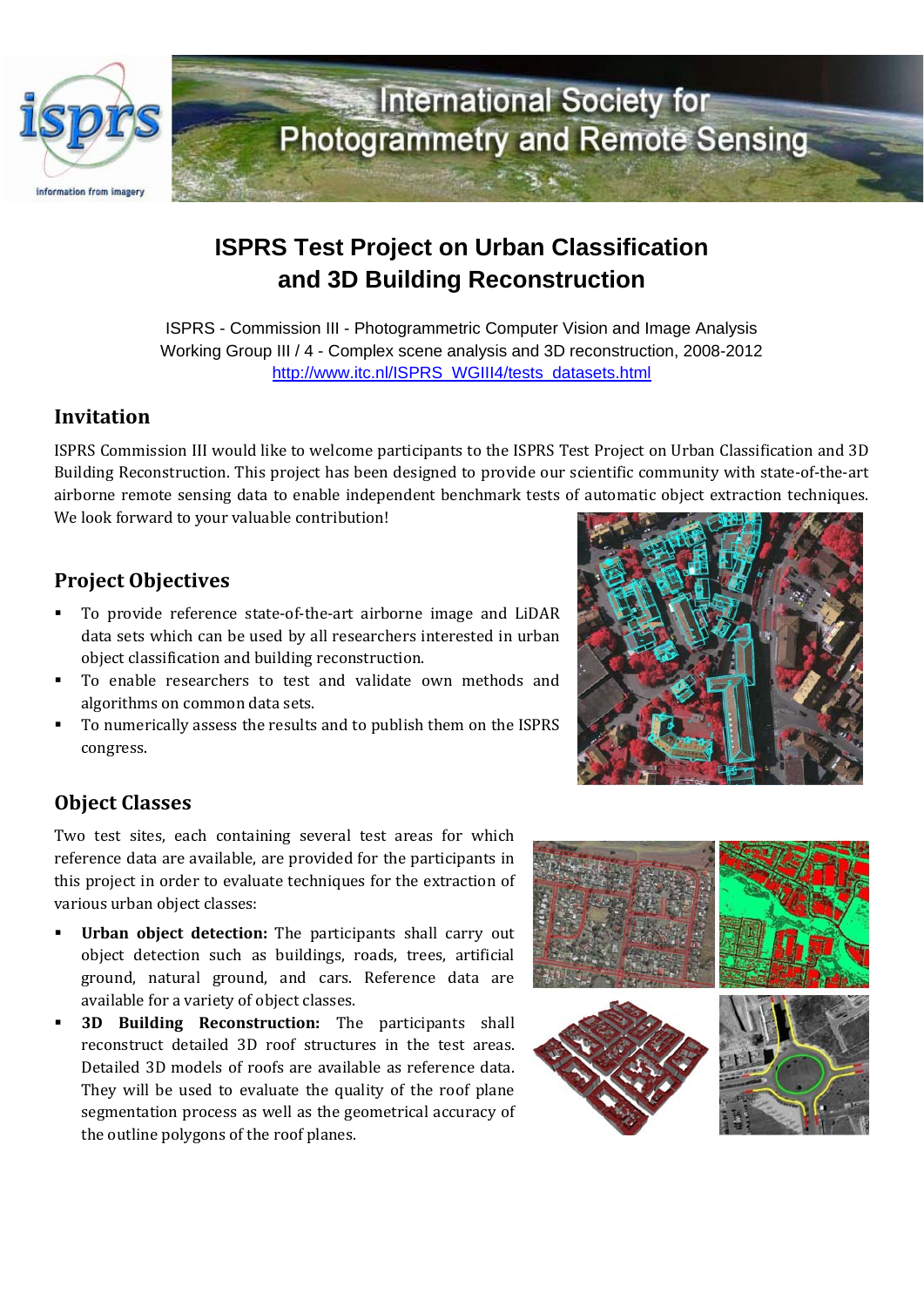# ISPRS Test Project on Urban Classification and 3D Building Reconstruction

ISPRS - Commission III - Photogrammetric Computer Vision and Image Analysis
Working Group III / 4 - Complex scene analysis and 3D reconstruction, 2008-2012
http://www.itc.nl/ISPRS_WGIII4/tests_datasets.html

## Invitation

ISPRS Commission III would like to welcome participants to the ISPRS Test Project on Urban Classification and 3D Building Reconstruction. This project has been designed to provide our scientific community with state-of-the-art airborne remote sensing data to enable independent benchmark tests of automatic object extraction techniques. We look forward to your valuable contribution!

## Project Objectives

- To provide reference state-of-the-art airborne image and LiDAR data sets which can be used by all researchers interested in urban object classification and building reconstruction.
- To enable researchers to test and validate own methods and algorithms on common data sets.
- To numerically assess the results and to publish them on the ISPRS congress.

## Object Classes

Two test sites, each containing several test areas for which reference data are available, are provided for the participants in this project in order to evaluate techniques for the extraction of various urban object classes:

- **Urban object detection:** The participants shall carry out object detection such as buildings, roads, trees, artificial ground, natural ground, and cars. Reference data are available for a variety of object classes.
- **3D Building Reconstruction:** The participants shall reconstruct detailed 3D roof structures in the test areas. Detailed 3D models of roofs are available as reference data. They will be used to evaluate the quality of the roof plane segmentation process as well as the geometrical accuracy of the outline polygons of the roof planes.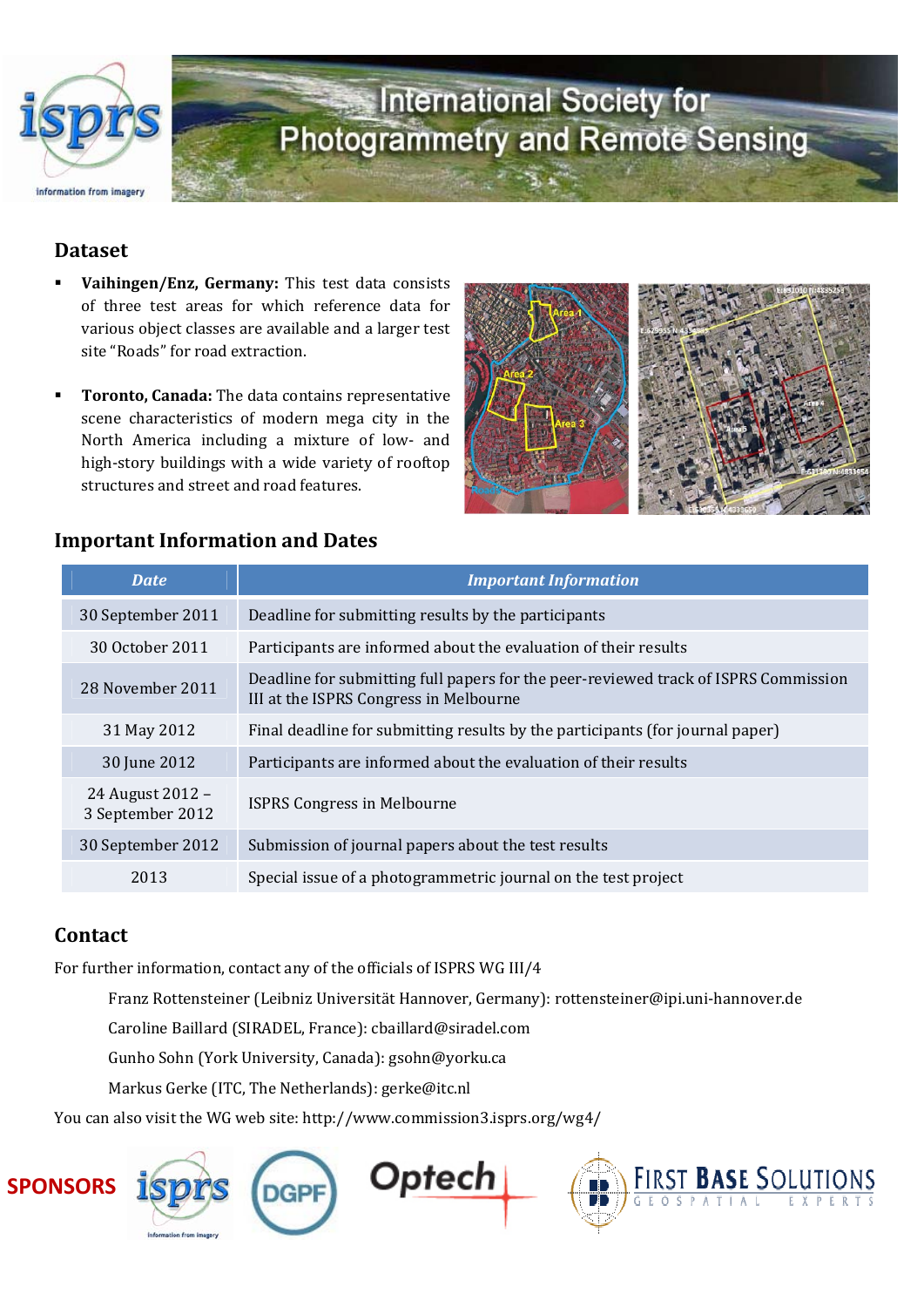## Dataset

- **Vaihingen/Enz, Germany:** This test data consists of three test areas for which reference data for various object classes are available and a larger test site "Roads" for road extraction.
- **Toronto, Canada:** The data contains representative scene characteristics of modern mega city in the North America including a mixture of low- and high-story buildings with a wide variety of rooftop structures and street and road features.

## Important Information and Dates

| Date | Important Information |
|---|---|
| 30 September 2011 | Deadline for submitting results by the participants |
| 30 October 2011 | Participants are informed about the evaluation of their results |
| 28 November 2011 | Deadline for submitting full papers for the peer-reviewed track of ISPRS Commission III at the ISPRS Congress in Melbourne |
| 31 May 2012 | Final deadline for submitting results by the participants (for journal paper) |
| 30 June 2012 | Participants are informed about the evaluation of their results |
| 24 August 2012 – 3 September 2012 | ISPRS Congress in Melbourne |
| 30 September 2012 | Submission of journal papers about the test results |
| 2013 | Special issue of a photogrammetric journal on the test project |

## Contact

For further information, contact any of the officials of ISPRS WG III/4

Franz Rottensteiner (Leibniz Universität Hannover, Germany): rottensteiner@ipi.uni-hannover.de

Caroline Baillard (SIRADEL, France): cbaillard@siradel.com

Gunho Sohn (York University, Canada): gsohn@yorku.ca

Markus Gerke (ITC, The Netherlands): gerke@itc.nl

You can also visit the WG web site: http://www.commission3.isprs.org/wg4/

**SPONSORS**